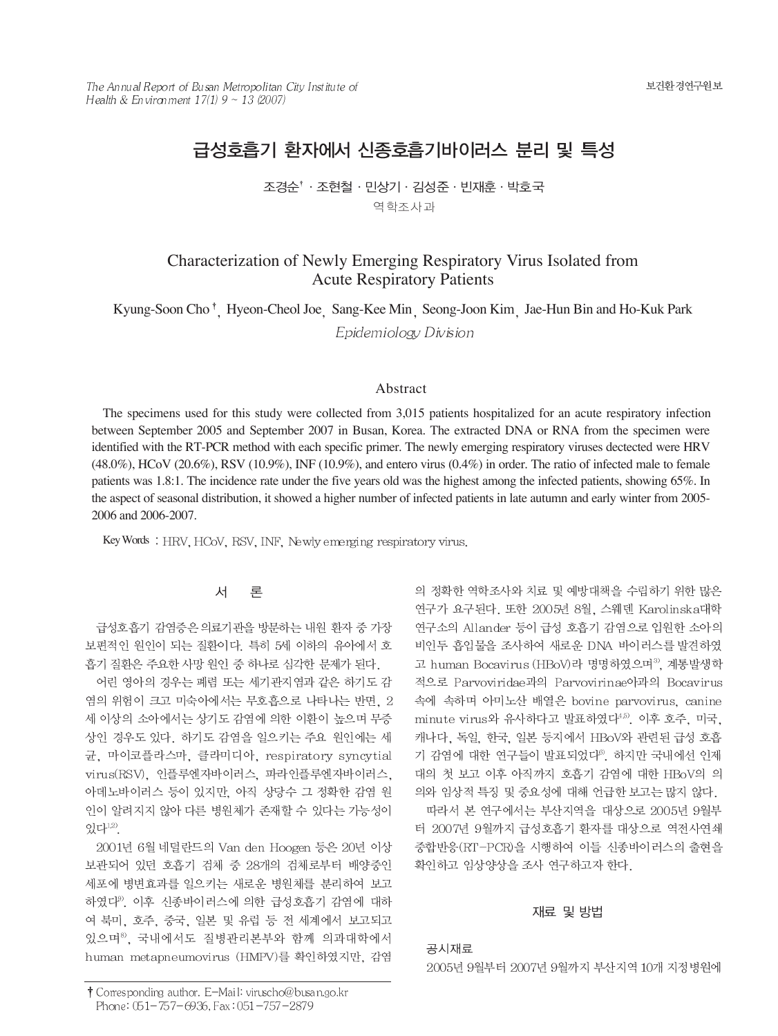# 급성호흡기 환자에서 신종호흡기바이러스 분리 및 특성

조경순[†] · 조현철 · 민상기 · 김성준 · 빈재훈 · 박호국

역학조사과

# Characterization of Newly Emerging Respiratory Virus Isolated from Acute Respiratory Patients

Kyung-Soon Cho[†], Hyeon-Cheol Joe, Sang-Kee Min, Seong-Joon Kim, Jae-Hun Bin and Ho-Kuk Park

*Epidemiology Division*

## Abstract

The specimens used for this study were collected from 3,015 patients hospitalized for an acute respiratory infection between September 2005 and September 2007 in Busan, Korea. The extracted DNA or RNA from the specimen were identified with the RT-PCR method with each specific primer. The newly emerging respiratory viruses dectected were HRV (48.0%), HCoV (20.6%), RSV (10.9%), INF (10.9%), and entero virus (0.4%) in order. The ratio of infected male to female patients was 1.8:1. The incidence rate under the five years old was the highest among the infected patients, showing 65%. In the aspect of seasonal distribution, it showed a higher number of infected patients in late autumn and early winter from 2005-2006 and 2006-2007.

Key Words : HRV, HCoV, RSV, INF, Newly emerging respiratory virus.

## 서 론

급성호흡기 감염증은 의료기관을 방문하는 내원 환자 중 가장 보편적인 원인이 되는 질환이다. 특히 5세 이하의 유아에서 호흡기 질환은 주요한 사망 원인 중 하나로 심각한 문제가 된다.

어린 영아의 경우는 폐렴 또는 세기관지염과 같은 하기도 감염의 위험이 크고 미숙아에서는 무호흡으로 나타나는 반면, 2세 이상의 소아에서는 상기도 감염에 의한 이환이 높으며 무증상인 경우도 있다. 하기도 감염을 일으키는 주요 원인에는 세균, 마이코플라스마, 클라미디아, respiratory syncytial virus(RSV), 인플루엔자바이러스, 파라인플루엔자바이러스, 아데노바이러스 등이 있지만, 아직 상당수 그 정확한 감염 원인이 알려지지 않아 다른 병원체가 존재할 수 있다는 가능성이 있다[1,2].

2001년 6월 네덜란드의 Van den Hoogen 등은 20년 이상 보관되어 있던 호흡기 검체 중 28개의 검체로부터 배양중인 세포에 병변효과를 일으키는 새로운 병원체를 분리하여 보고하였다[3]. 이후 신종바이러스에 의한 급성호흡기 감염에 대하여 북미, 호주, 중국, 일본 및 유럽 등 전 세계에서 보고되고 있으며[8], 국내에서도 질병관리본부와 함께 의과대학에서 human metapneumovirus (HMPV)를 확인하였지만, 감염의 정확한 역학조사와 치료 및 예방대책을 수립하기 위한 많은 연구가 요구된다. 또한 2005년 8월, 스웨덴 Karolinska대학 연구소의 Allander 등이 급성 호흡기 감염으로 입원한 소아의 비인두 흡입물을 조사하여 새로운 DNA 바이러스를 발견하였고 human Bocavirus (HBoV)라 명명하였으며[3], 계통발생학적으로 Parvoviridae과의 Parvovirinae아과의 Bocavirus 속에 속하며 아미노산 배열은 bovine parvovirus, canine minute virus와 유사하다고 발표하였다[4,5]. 이후 호주, 미국, 캐나다, 독일, 한국, 일본 등지에서 HBoV와 관련된 급성 호흡기 감염에 대한 연구들이 발표되었다[6]. 하지만 국내에선 인제대의 첫 보고 이후 아직까지 호흡기 감염에 대한 HBoV의 의의와 임상적 특징 및 중요성에 대해 언급한 보고는 많지 않다.

따라서 본 연구에서는 부산지역을 대상으로 2005년 9월부터 2007년 9월까지 급성호흡기 환자를 대상으로 역전사연쇄중합반응(RT-PCR)을 시행하여 이들 신종바이러스의 출현을 확인하고 임상양상을 조사 연구하고자 한다.

## 재료 및 방법

### 공시재료

2005년 9월부터 2007년 9월까지 부산지역 10개 지정병원에

---

† Corresponding author. E-Mail: viruscho@busan.go.kr
Phone: 051-757-6936, Fax: 051-757-2879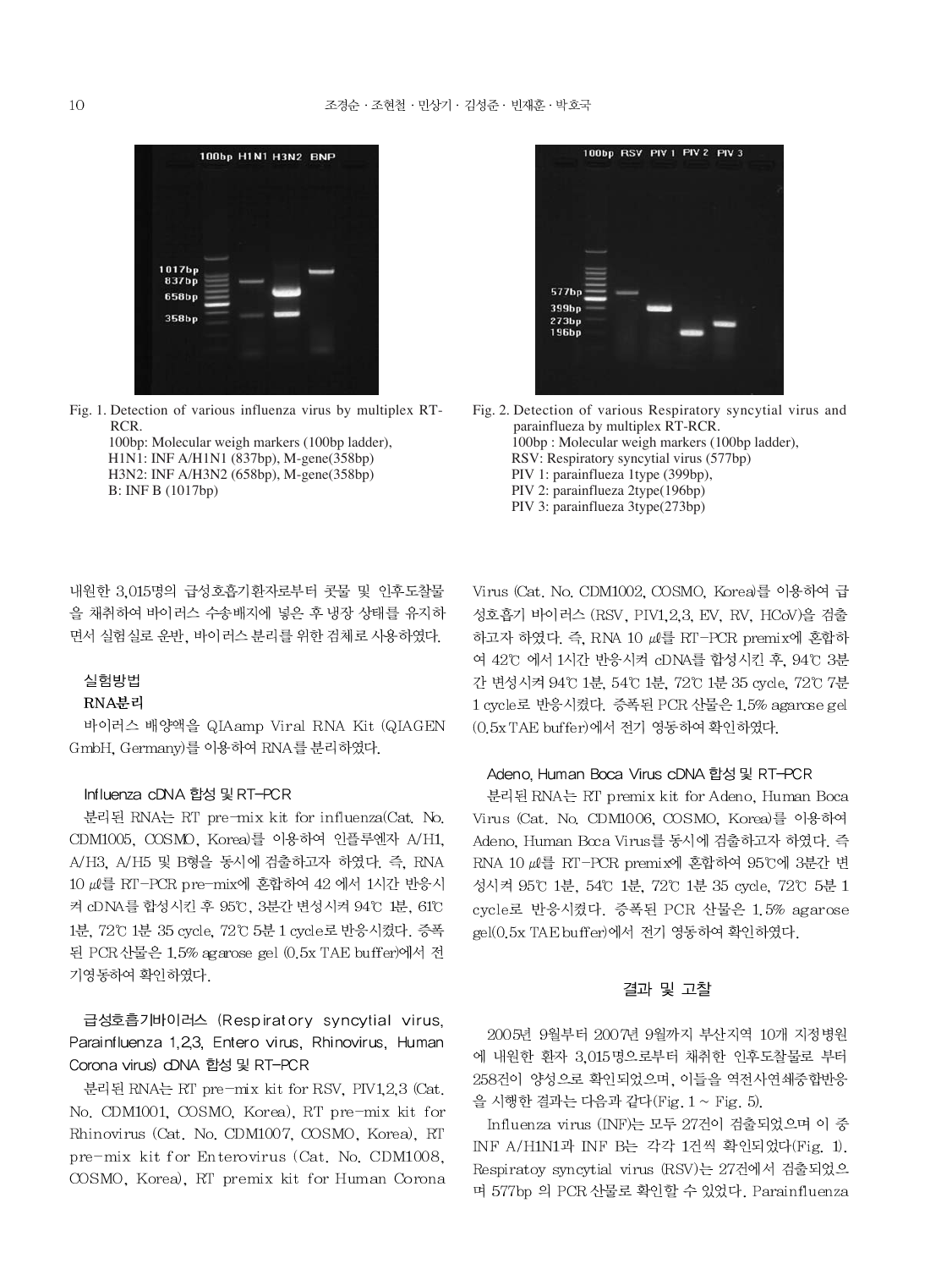Fig. 1. Detection of various influenza virus by multiplex RT-RCR.
100bp: Molecular weigh markers (100bp ladder),
H1N1: INF A/H1N1 (837bp), M-gene(358bp)
H3N2: INF A/H3N2 (658bp), M-gene(358bp)
B: INF B (1017bp)

Fig. 2. Detection of various Respiratory syncytial virus and parainflueza by multiplex RT-RCR.
100bp : Molecular weigh markers (100bp ladder),
RSV: Respiratory syncytial virus (577bp)
PIV 1: parainflueza 1type (399bp),
PIV 2: parainflueza 2type(196bp)
PIV 3: parainflueza 3type(273bp)

내원한 3,015명의 급성호흡기환자로부터 콧물 및 인후도찰물을 채취하여 바이러스 수송배지에 넣은 후 냉장 상태를 유지하면서 실험실로 운반, 바이러스 분리를 위한 검체로 사용하였다.

### 실험방법

#### RNA분리

바이러스 배양액을 QIAamp Viral RNA Kit (QIAGEN GmbH, Germany)를 이용하여 RNA를 분리하였다.

#### Influenza cDNA 합성 및 RT-PCR

분리된 RNA는 RT pre-mix kit for influenza(Cat. No. CDM1005, COSMO, Korea)를 이용하여 인플루엔자 A/H1, A/H3, A/H5 및 B형을 동시에 검출하고자 하였다. 즉, RNA 10 ㎕를 RT-PCR pre-mix에 혼합하여 42 에서 1시간 반응시켜 cDNA를 합성시킨 후 95℃, 3분간 변성시켜 94℃ 1분, 61℃ 1분, 72℃ 1분 35 cycle, 72℃ 5분 1 cycle로 반응시켰다. 증폭된 PCR 산물은 1.5% agarose gel (0.5x TAE buffer)에서 전기영동하여 확인하였다.

#### 급성호흡기바이러스 (Respiratory syncytial virus, Parainfluenza 1,2,3, Entero virus, Rhinovirus, Human Corona virus) cDNA 합성 및 RT-PCR

분리된 RNA는 RT pre-mix kit for RSV, PIV1,2,3 (Cat. No. CDM1001, COSMO, Korea), RT pre-mix kit for Rhinovirus (Cat. No. CDM1007, COSMO, Korea), RT pre-mix kit for Enterovirus (Cat. No. CDM1008, COSMO, Korea), RT premix kit for Human Corona Virus (Cat. No. CDM1002, COSMO, Korea)를 이용하여 급성호흡기 바이러스 (RSV, PIV1,2,3, EV, RV, HCoV)을 검출하고자 하였다. 즉, RNA 10 ㎕를 RT-PCR premix에 혼합하여 42℃ 에서 1시간 반응시켜 cDNA를 합성시킨 후, 94℃ 3분간 변성시켜 94℃ 1분, 54℃ 1분, 72℃ 1분 35 cycle, 72℃ 7분 1 cycle로 반응시켰다. 증폭된 PCR 산물은 1.5% agarose gel (0.5x TAE buffer)에서 전기 영동하여 확인하였다.

#### Adeno, Human Boca Virus cDNA 합성 및 RT-PCR

분리된 RNA는 RT premix kit for Adeno, Human Boca Virus (Cat. No. CDM1006, COSMO, Korea)를 이용하여 Adeno, Human Boca Virus를 동시에 검출하고자 하였다. 즉 RNA 10 ㎕를 RT-PCR premix에 혼합하여 95℃에 3분간 변성시켜 95℃ 1분, 54℃ 1분, 72℃ 1분 35 cycle, 72℃ 5분 1 cycle로 반응시켰다. 증폭된 PCR 산물은 1.5% agarose gel(0.5x TAE buffer)에서 전기 영동하여 확인하였다.

## 결과 및 고찰

2005년 9월부터 2007년 9월까지 부산지역 10개 지정병원에 내원한 환자 3,015명으로부터 채취한 인후도찰물로 부터 258건이 양성으로 확인되었으며, 이들을 역전사연쇄중합반응을 시행한 결과는 다음과 같다(Fig. 1 ~ Fig. 5).

Influenza virus (INF)는 모두 27건이 검출되었으며 이 중 INF A/H1N1과 INF B는 각각 1건씩 확인되었다(Fig. 1). Respiratoy syncytial virus (RSV)는 27건에서 검출되었으며 577bp 의 PCR 산물로 확인할 수 있었다. Parainfluenza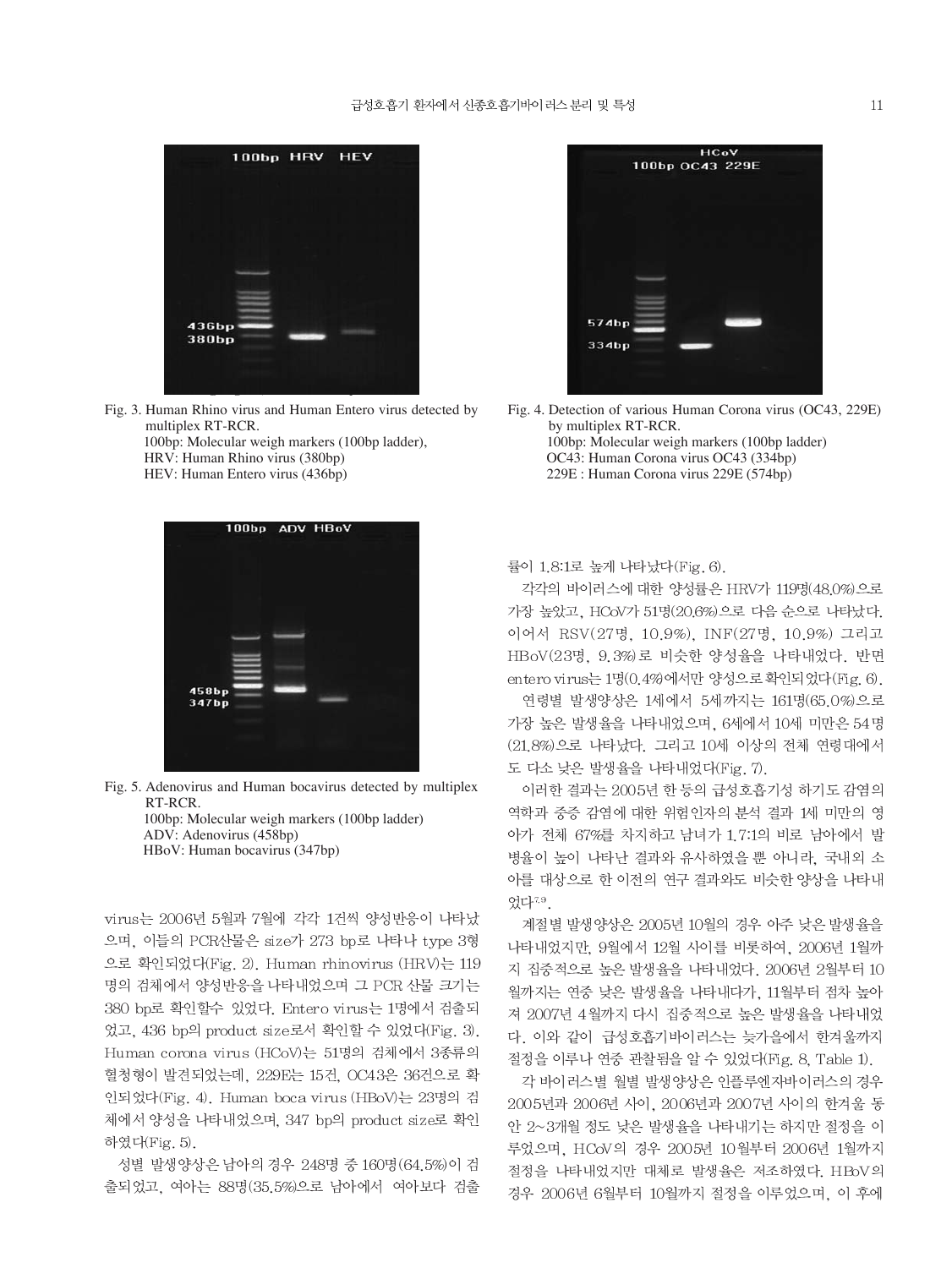Fig. 3. Human Rhino virus and Human Entero virus detected by multiplex RT-RCR.
100bp: Molecular weigh markers (100bp ladder),
HRV: Human Rhino virus (380bp)
HEV: Human Entero virus (436bp)

Fig. 4. Detection of various Human Corona virus (OC43, 229E) by multiplex RT-RCR.
100bp: Molecular weigh markers (100bp ladder)
OC43: Human Corona virus OC43 (334bp)
229E : Human Corona virus 229E (574bp)

Fig. 5. Adenovirus and Human bocavirus detected by multiplex RT-RCR.
100bp: Molecular weigh markers (100bp ladder)
ADV: Adenovirus (458bp)
HBoV: Human bocavirus (347bp)

virus는 2006년 5월과 7월에 각각 1건씩 양성반응이 나타났으며, 이들의 PCR산물은 size가 273 bp로 나타나 type 3형으로 확인되었다(Fig. 2). Human rhinovirus (HRV)는 119명의 검체에서 양성반응을 나타내었으며 그 PCR 산물 크기는 380 bp로 확인할수 있었다. Entero virus는 1명에서 검출되었고, 436 bp의 product size로서 확인할 수 있었다(Fig. 3). Human corona virus (HCoV)는 51명의 검체에서 3종류의 혈청형이 발견되었는데, 229E는 15건, OC43은 36건으로 확인되었다(Fig. 4). Human boca virus (HBoV)는 23명의 검체에서 양성을 나타내었으며, 347 bp의 product size로 확인하였다(Fig. 5).

성별 발생양상은 남아의 경우 248명 중 160명(64.5%)이 검출되었고, 여아는 88명(35.5%)으로 남아에서 여아보다 검출률이 1.8:1로 높게 나타났다(Fig. 6).

각각의 바이러스에 대한 양성률은 HRV가 119명(48.0%)으로 가장 높았고, HCoV가 51명(20.6%)으로 다음 순으로 나타났다. 이어서 RSV(27명, 10.9%), INF(27명, 10.9%) 그리고 HBoV(23명, 9.3%)로 비슷한 양성율을 나타내었다. 반면 entero virus는 1명(0.4%)에서만 양성으로 확인되었다(Fig. 6).

연령별 발생양상은 1세에서 5세까지는 161명(65.0%)으로 가장 높은 발생율을 나타내었으며, 6세에서 10세 미만은 54명(21.8%)으로 나타났다. 그리고 10세 이상의 전체 연령대에서도 다소 낮은 발생율을 나타내었다(Fig. 7).

이러한 결과는 2005년 한 등의 급성호흡기성 하기도 감염의 역학과 중증 감염에 대한 위험인자의 분석 결과 1세 미만의 영아가 전체 67%를 차지하고 남녀가 1.7:1의 비로 남아에서 발병율이 높이 나타난 결과와 유사하였을 뿐 아니라, 국내외 소아를 대상으로 한 이전의 연구 결과와도 비슷한 양상을 나타내었다[7,9].

계절별 발생양상은 2005년 10월의 경우 아주 낮은 발생율을 나타내었지만, 9월에서 12월 사이를 비롯하여, 2006년 1월까지 집중적으로 높은 발생율을 나타내었다. 2006년 2월부터 10월까지는 연중 낮은 발생율을 나타내다가, 11월부터 점차 높아져 2007년 4월까지 다시 집중적으로 높은 발생율을 나타내었다. 이와 같이 급성호흡기바이러스는 늦가을에서 한겨울까지 절정을 이루나 연중 관찰됨을 알 수 있었다(Fig. 8, Table 1).

각 바이러스별 월별 발생양상은 인플루엔자바이러스의 경우 2005년과 2006년 사이, 2006년과 2007년 사이의 한겨울 동안 2~3개월 정도 낮은 발생율을 나타내기는 하지만 절정을 이루었으며, HCoV의 경우 2005년 10월부터 2006년 1월까지 절정을 나타내었지만 대체로 발생율은 저조하였다. HBoV의 경우 2006년 6월부터 10월까지 절정을 이루었으며, 이 후에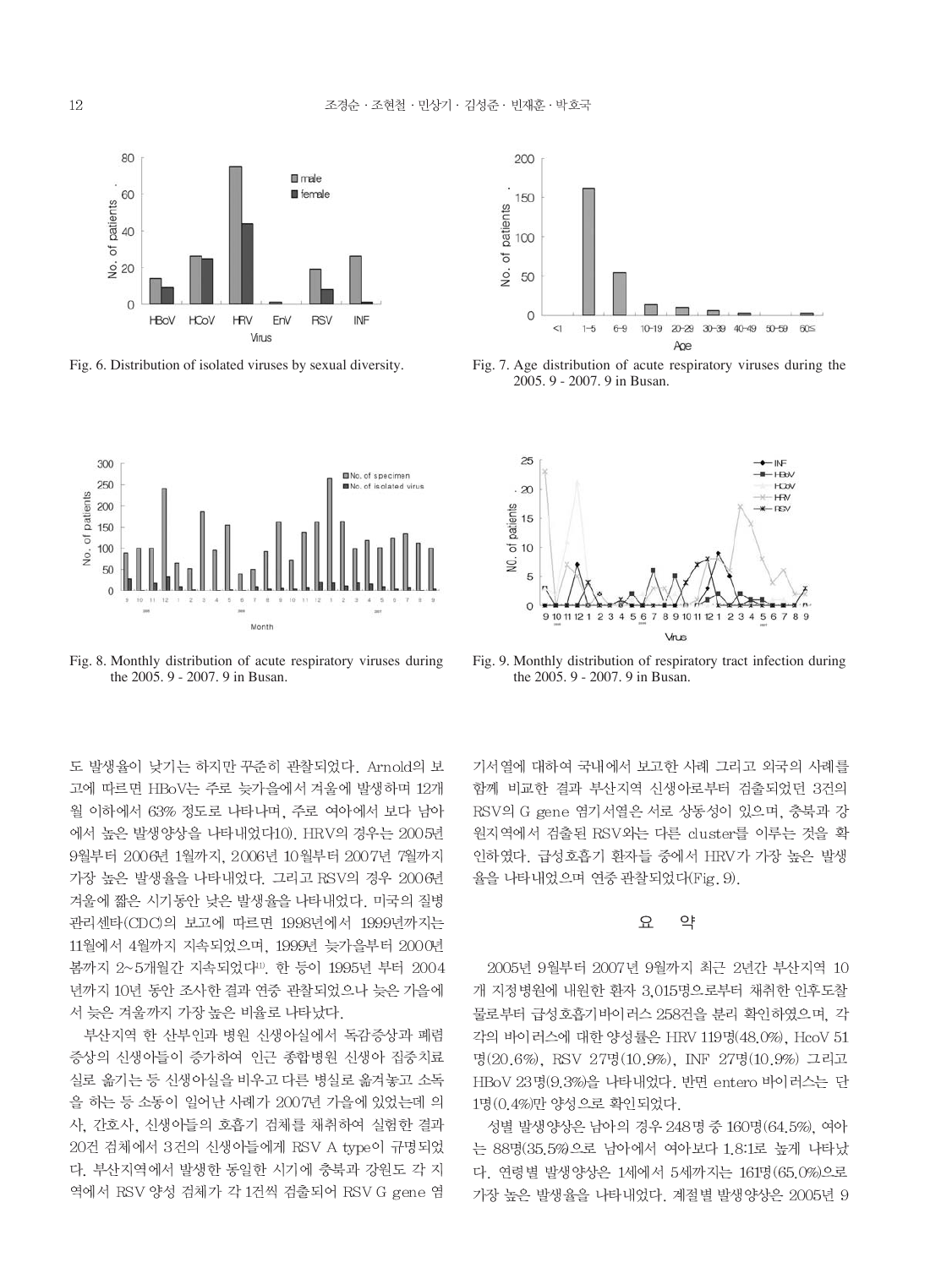Fig. 6. Distribution of isolated viruses by sexual diversity.

Fig. 7. Age distribution of acute respiratory viruses during the 2005. 9 - 2007. 9 in Busan.

Fig. 8. Monthly distribution of acute respiratory viruses during the 2005. 9 - 2007. 9 in Busan.

Fig. 9. Monthly distribution of respiratory tract infection during the 2005. 9 - 2007. 9 in Busan.

도 발생율이 낮기는 하지만 꾸준히 관찰되었다. Arnold의 보고에 따르면 HBoV는 주로 늦가을에서 겨울에 발생하며 12개월 이하에서 63% 정도로 나타나며, 주로 여아에서 보다 남아에서 높은 발생양상을 나타내었다10). HRV의 경우는 2005년 9월부터 2006년 1월까지, 2006년 10월부터 2007년 7월까지 가장 높은 발생율을 나타내었다. 그리고 RSV의 경우 2006년 겨울에 짧은 시기동안 낮은 발생율을 나타내었다. 미국의 질병관리센타(CDC)의 보고에 따르면 1998년에서 1999년까지는 11월에서 4월까지 지속되었으며, 1999년 늦가을부터 2000년 봄까지 2~5개월간 지속되었다[11]. 한 등이 1995년 부터 2004년까지 10년 동안 조사한 결과 연중 관찰되었으나 늦은 가을에서 늦은 겨울까지 가장 높은 비율로 나타났다.

부산지역 한 산부인과 병원 신생아실에서 독감증상과 폐렴증상의 신생아들이 증가하여 인근 종합병원 신생아 집중치료실로 옮기는 등 신생아실을 비우고 다른 병실로 옮겨놓고 소독을 하는 등 소동이 일어난 사례가 2007년 가을에 있었는데 의사, 간호사, 신생아들의 호흡기 검체를 채취하여 실험한 결과 20건 검체에서 3건의 신생아들에게 RSV A type이 규명되었다. 부산지역에서 발생한 동일한 시기에 충북과 강원도 각 지역에서 RSV 양성 검체가 각 1건씩 검출되어 RSV G gene 염기서열에 대하여 국내에서 보고한 사례 그리고 외국의 사례를 함께 비교한 결과 부산지역 신생아로부터 검출되었던 3건의 RSV의 G gene 염기서열은 서로 상동성이 있으며, 충북과 강원지역에서 검출된 RSV와는 다른 cluster를 이루는 것을 확인하였다. 급성호흡기 환자들 중에서 HRV가 가장 높은 발생율을 나타내었으며 연중 관찰되었다(Fig. 9).

## 요　약

2005년 9월부터 2007년 9월까지 최근 2년간 부산지역 10개 지정병원에 내원한 환자 3,015명으로부터 채취한 인후도찰물로부터 급성호흡기바이러스 258건을 분리 확인하였으며, 각각의 바이러스에 대한 양성률은 HRV 119명(48.0%), HcoV 51명(20.6%), RSV 27명(10.9%), INF 27명(10.9%) 그리고 HBoV 23명(9.3%)을 나타내었다. 반면 entero 바이러스는 단 1명(0.4%)만 양성으로 확인되었다.

성별 발생양상은 남아의 경우 248명 중 160명(64.5%), 여아는 88명(35.5%)으로 남아에서 여아보다 1.8:1로 높게 나타났다. 연령별 발생양상은 1세에서 5세까지는 161명(65.0%)으로 가장 높은 발생율을 나타내었다. 계절별 발생양상은 2005년 9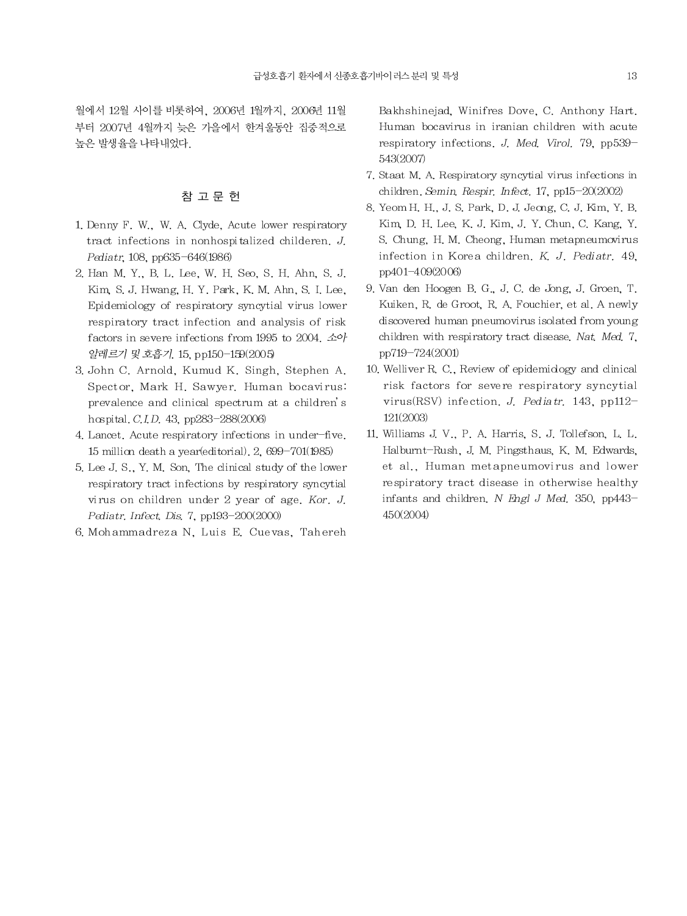월에서 12월 사이를 비롯하여, 2006년 1월까지, 2006년 11월부터 2007년 4월까지 늦은 가을에서 한겨울동안 집중적으로 높은 발생율을 나타내었다.

## 참 고 문 헌

1. Denny F. W., W. A. Clyde, Acute lower respiratory tract infections in nonhospitalized childeren. *J. Pediatr.* 108, pp635-646(1986)
2. Han M. Y., B. L. Lee, W. H. Seo, S. H. Ahn, S. J. Kim, S. J. Hwang, H. Y. Park, K. M. Ahn, S. I. Lee, Epidemiology of respiratory syncytial virus lower respiratory tract infection and analysis of risk factors in severe infections from 1995 to 2004. *소아 알레르기 및 호흡기.* 15, pp150-159(2005)
3. John C. Arnold, Kumud K. Singh, Stephen A. Spector, Mark H. Sawyer. Human bocavirus: prevalence and clinical spectrum at a children's hospital. *C.I.D.* 43, pp283-288(2006)
4. Lancet. Acute respiratory infections in under-five. 15 million death a year(editorial). 2, 699-701(1985)
5. Lee J. S., Y. M. Son, The clinical study of the lower respiratory tract infections by respiratory syncytial virus on children under 2 year of age. *Kor. J. Pediatr. Infect. Dis.* 7, pp193-200(2000)
6. Mohammadreza N, Luis E. Cuevas, Tahereh Bakhshinejad, Winifres Dove, C. Anthony Hart. Human bocavirus in iranian children with acute respiratory infections. *J. Med. Virol.* 79, pp539-543(2007)
7. Staat M. A. Respiratory syncytial virus infections in children. *Semin. Respir. Infect.* 17, pp15-20(2002)
8. Yeom H. H., J. S. Park, D. J. Jeong, C. J. Kim, Y. B. Kim, D. H. Lee, K. J. Kim, J. Y. Chun, C. Kang, Y. S. Chung, H. M. Cheong, Human metapneumovirus infection in Korea children. *K. J. Pediatr.* 49, pp401-409(2006)
9. Van den Hoogen B. G., J. C. de Jong, J. Groen, T. Kuiken, R. de Groot, R. A. Fouchier, et al. A newly discovered human pneumovirus isolated from young children with respiratory tract disease. *Nat. Med.* 7, pp719-724(2001)
10. Welliver R. C., Review of epidemiology and clinical risk factors for severe respiratory syncytial virus(RSV) infection. *J. Pediatr.* 143, pp112-121(2003)
11. Williams J. V., P. A. Harris, S. J. Tollefson, L. L. Halburnt-Rush, J. M. Pingsthaus, K. M. Edwards, et al., Human metapneumovirus and lower respiratory tract disease in otherwise healthy infants and children. *N Engl J Med.* 350, pp443-450(2004)